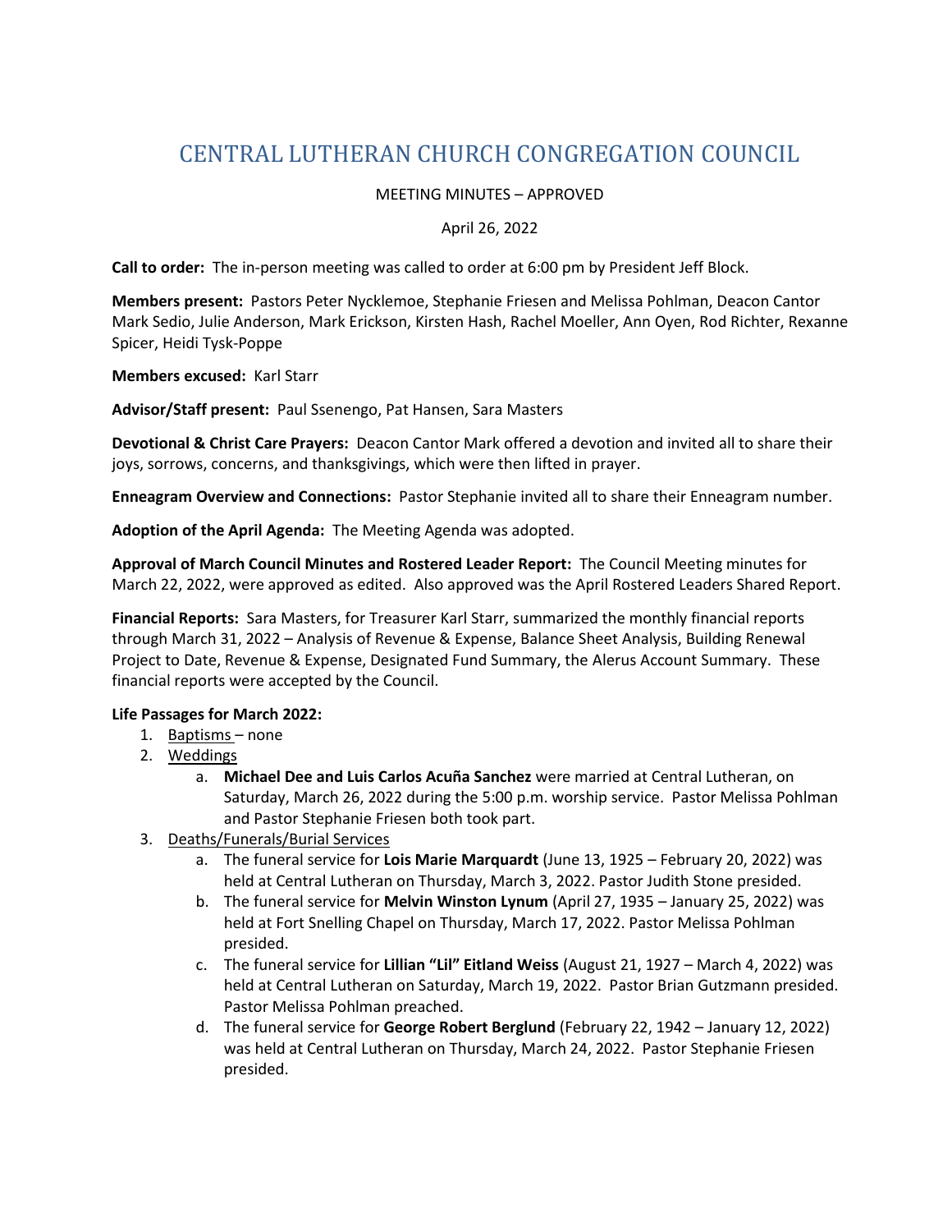# CENTRAL LUTHERAN CHURCH CONGREGATION COUNCIL

MEETING MINUTES – APPROVED

April 26, 2022

**Call to order:** The in-person meeting was called to order at 6:00 pm by President Jeff Block.

**Members present:** Pastors Peter Nycklemoe, Stephanie Friesen and Melissa Pohlman, Deacon Cantor Mark Sedio, Julie Anderson, Mark Erickson, Kirsten Hash, Rachel Moeller, Ann Oyen, Rod Richter, Rexanne Spicer, Heidi Tysk-Poppe

**Members excused:** Karl Starr

**Advisor/Staff present:** Paul Ssenengo, Pat Hansen, Sara Masters

**Devotional & Christ Care Prayers:** Deacon Cantor Mark offered a devotion and invited all to share their joys, sorrows, concerns, and thanksgivings, which were then lifted in prayer.

**Enneagram Overview and Connections:** Pastor Stephanie invited all to share their Enneagram number.

**Adoption of the April Agenda:** The Meeting Agenda was adopted.

**Approval of March Council Minutes and Rostered Leader Report:** The Council Meeting minutes for March 22, 2022, were approved as edited. Also approved was the April Rostered Leaders Shared Report.

**Financial Reports:** Sara Masters, for Treasurer Karl Starr, summarized the monthly financial reports through March 31, 2022 – Analysis of Revenue & Expense, Balance Sheet Analysis, Building Renewal Project to Date, Revenue & Expense, Designated Fund Summary, the Alerus Account Summary. These financial reports were accepted by the Council.

**Life Passages for March 2022:**

1. Baptisms – none
2. Weddings
   a. **Michael Dee and Luis Carlos Acuña Sanchez** were married at Central Lutheran, on Saturday, March 26, 2022 during the 5:00 p.m. worship service. Pastor Melissa Pohlman and Pastor Stephanie Friesen both took part.
3. Deaths/Funerals/Burial Services
   a. The funeral service for **Lois Marie Marquardt** (June 13, 1925 – February 20, 2022) was held at Central Lutheran on Thursday, March 3, 2022. Pastor Judith Stone presided.
   b. The funeral service for **Melvin Winston Lynum** (April 27, 1935 – January 25, 2022) was held at Fort Snelling Chapel on Thursday, March 17, 2022. Pastor Melissa Pohlman presided.
   c. The funeral service for **Lillian "Lil" Eitland Weiss** (August 21, 1927 – March 4, 2022) was held at Central Lutheran on Saturday, March 19, 2022. Pastor Brian Gutzmann presided. Pastor Melissa Pohlman preached.
   d. The funeral service for **George Robert Berglund** (February 22, 1942 – January 12, 2022) was held at Central Lutheran on Thursday, March 24, 2022. Pastor Stephanie Friesen presided.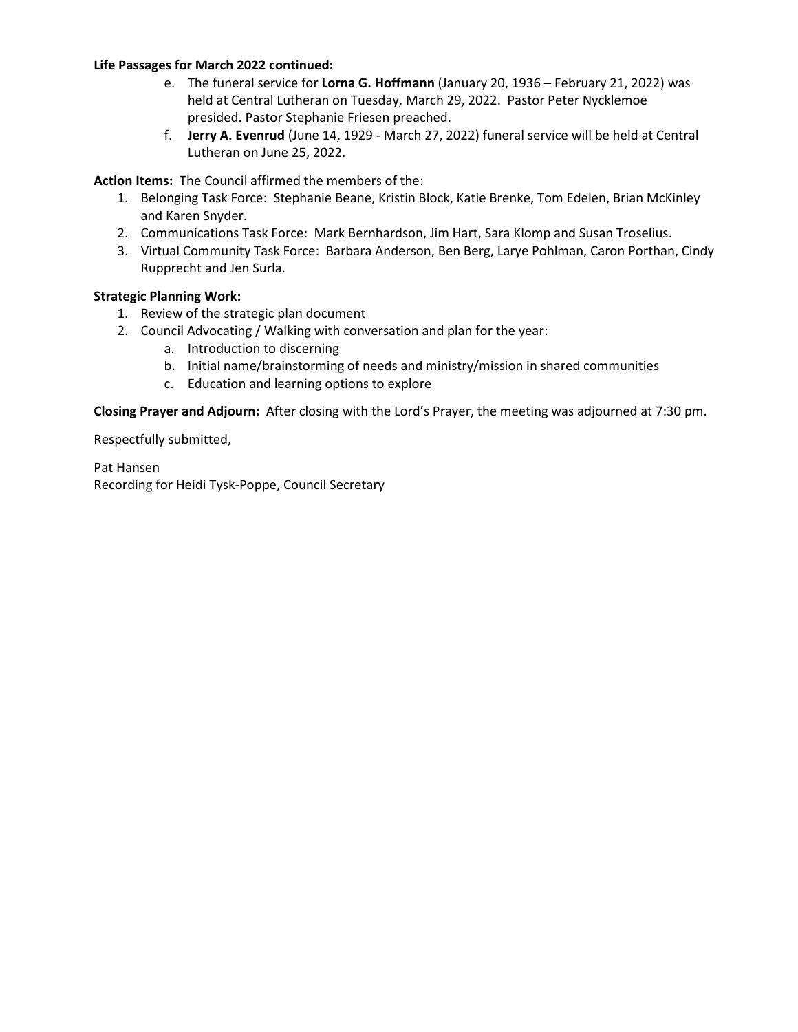**Life Passages for March 2022 continued:**

e. The funeral service for **Lorna G. Hoffmann** (January 20, 1936 – February 21, 2022) was held at Central Lutheran on Tuesday, March 29, 2022. Pastor Peter Nycklemoe presided. Pastor Stephanie Friesen preached.

f. **Jerry A. Evenrud** (June 14, 1929 - March 27, 2022) funeral service will be held at Central Lutheran on June 25, 2022.

**Action Items:** The Council affirmed the members of the:

1. Belonging Task Force: Stephanie Beane, Kristin Block, Katie Brenke, Tom Edelen, Brian McKinley and Karen Snyder.
2. Communications Task Force: Mark Bernhardson, Jim Hart, Sara Klomp and Susan Troselius.
3. Virtual Community Task Force: Barbara Anderson, Ben Berg, Larye Pohlman, Caron Porthan, Cindy Rupprecht and Jen Surla.

**Strategic Planning Work:**

1. Review of the strategic plan document
2. Council Advocating / Walking with conversation and plan for the year:
   a. Introduction to discerning
   b. Initial name/brainstorming of needs and ministry/mission in shared communities
   c. Education and learning options to explore

**Closing Prayer and Adjourn:** After closing with the Lord's Prayer, the meeting was adjourned at 7:30 pm.

Respectfully submitted,

Pat Hansen
Recording for Heidi Tysk-Poppe, Council Secretary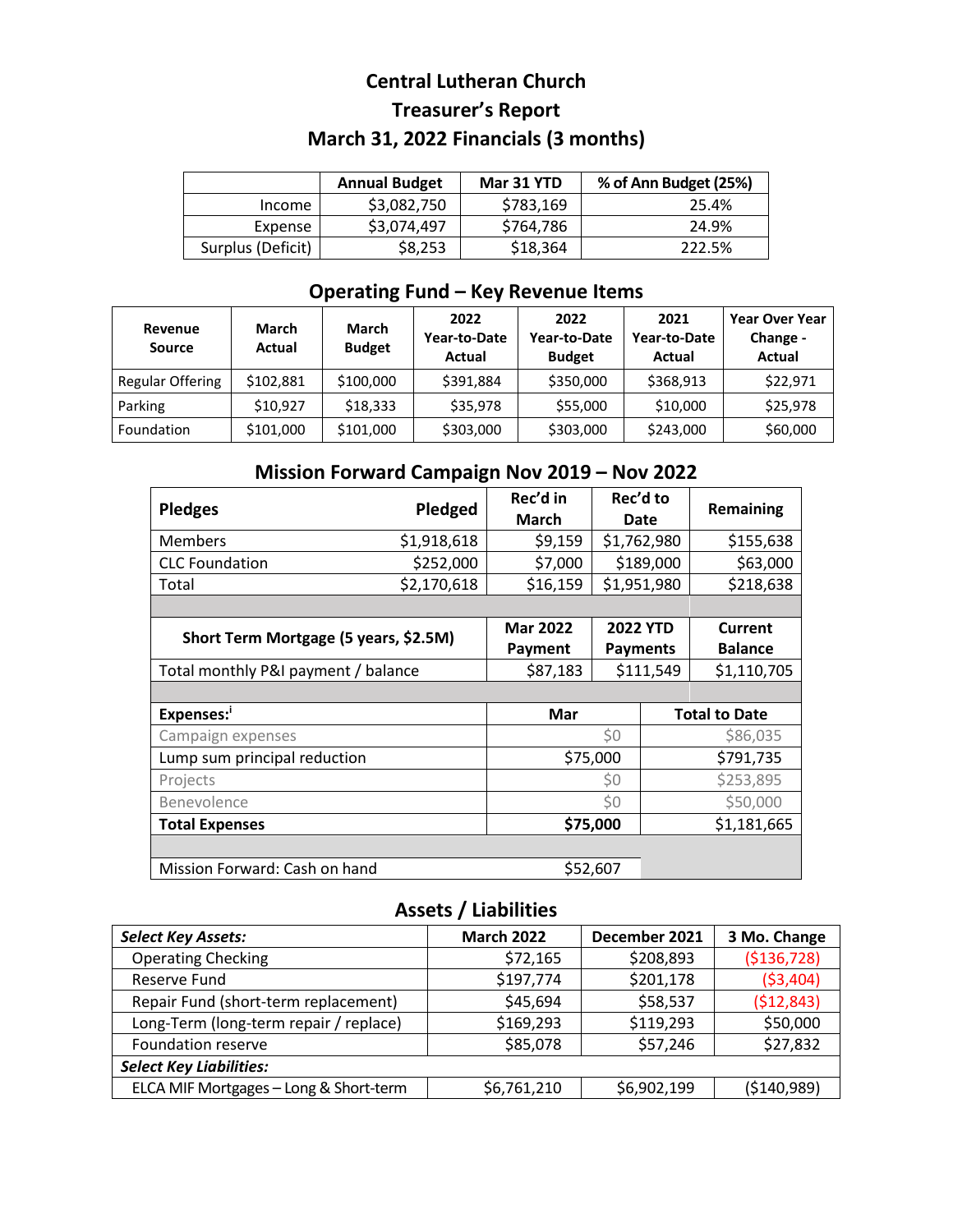# Central Lutheran Church
## Treasurer's Report
## March 31, 2022 Financials (3 months)

| | Annual Budget | Mar 31 YTD | % of Ann Budget (25%) |
|---|---|---|---|
| Income | $3,082,750 | $783,169 | 25.4% |
| Expense | $3,074,497 | $764,786 | 24.9% |
| Surplus (Deficit) | $8,253 | $18,364 | 222.5% |

## Operating Fund – Key Revenue Items

| Revenue Source | March Actual | March Budget | 2022 Year-to-Date Actual | 2022 Year-to-Date Budget | 2021 Year-to-Date Actual | Year Over Year Change - Actual |
|---|---|---|---|---|---|---|
| Regular Offering | $102,881 | $100,000 | $391,884 | $350,000 | $368,913 | $22,971 |
| Parking | $10,927 | $18,333 | $35,978 | $55,000 | $10,000 | $25,978 |
| Foundation | $101,000 | $101,000 | $303,000 | $303,000 | $243,000 | $60,000 |

## Mission Forward Campaign Nov 2019 – Nov 2022

| Pledges | Pledged | Rec'd in March | Rec'd to Date | Remaining |
|---|---|---|---|---|
| Members | $1,918,618 | $9,159 | $1,762,980 | $155,638 |
| CLC Foundation | $252,000 | $7,000 | $189,000 | $63,000 |
| Total | $2,170,618 | $16,159 | $1,951,980 | $218,638 |

| Short Term Mortgage (5 years, $2.5M) | Mar 2022 Payment | 2022 YTD Payments | Current Balance |
|---|---|---|---|
| Total monthly P&I payment / balance | $87,183 | $111,549 | $1,110,705 |

| Expenses:[i] | Mar | Total to Date |
|---|---|---|
| Campaign expenses | $0 | $86,035 |
| Lump sum principal reduction | $75,000 | $791,735 |
| Projects | $0 | $253,895 |
| Benevolence | $0 | $50,000 |
| **Total Expenses** | **$75,000** | $1,181,665 |
| Mission Forward: Cash on hand | $52,607 | |

## Assets / Liabilities

| *Select Key Assets:* | March 2022 | December 2021 | 3 Mo. Change |
|---|---|---|---|
| Operating Checking | $72,165 | $208,893 | ($136,728) |
| Reserve Fund | $197,774 | $201,178 | ($3,404) |
| Repair Fund (short-term replacement) | $45,694 | $58,537 | ($12,843) |
| Long-Term (long-term repair / replace) | $169,293 | $119,293 | $50,000 |
| Foundation reserve | $85,078 | $57,246 | $27,832 |
| *Select Key Liabilities:* | | | |
| ELCA MIF Mortgages – Long & Short-term | $6,761,210 | $6,902,199 | ($140,989) |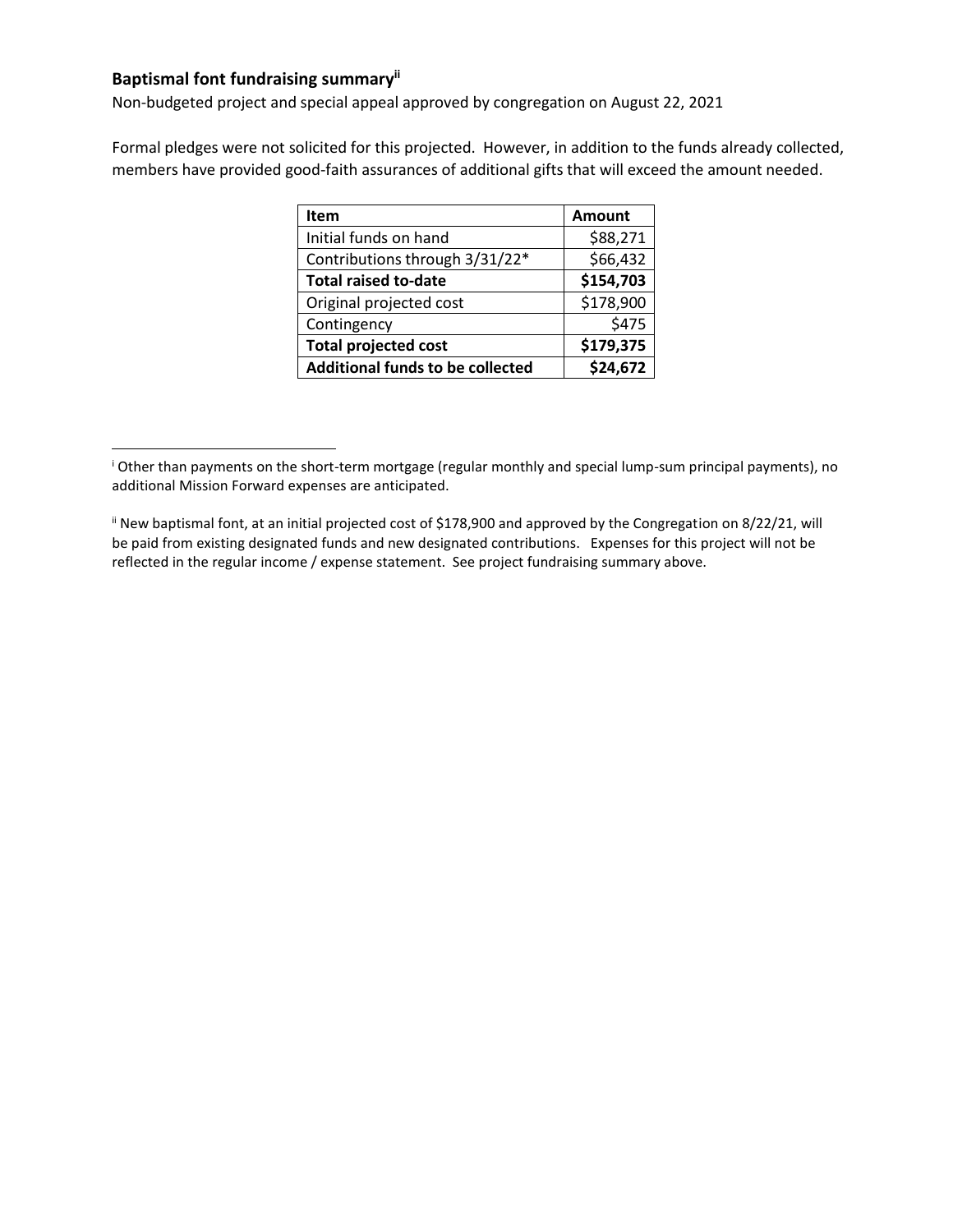### Baptismal font fundraising summary[ii]

Non-budgeted project and special appeal approved by congregation on August 22, 2021

Formal pledges were not solicited for this projected. However, in addition to the funds already collected, members have provided good-faith assurances of additional gifts that will exceed the amount needed.

| Item | Amount |
| --- | ---: |
| Initial funds on hand | $88,271 |
| Contributions through 3/31/22* | $66,432 |
| **Total raised to-date** | **$154,703** |
| Original projected cost | $178,900 |
| Contingency | $475 |
| **Total projected cost** | **$179,375** |
| **Additional funds to be collected** | **$24,672** |

---

[i] Other than payments on the short-term mortgage (regular monthly and special lump-sum principal payments), no additional Mission Forward expenses are anticipated.

[ii] New baptismal font, at an initial projected cost of $178,900 and approved by the Congregation on 8/22/21, will be paid from existing designated funds and new designated contributions. Expenses for this project will not be reflected in the regular income / expense statement. See project fundraising summary above.